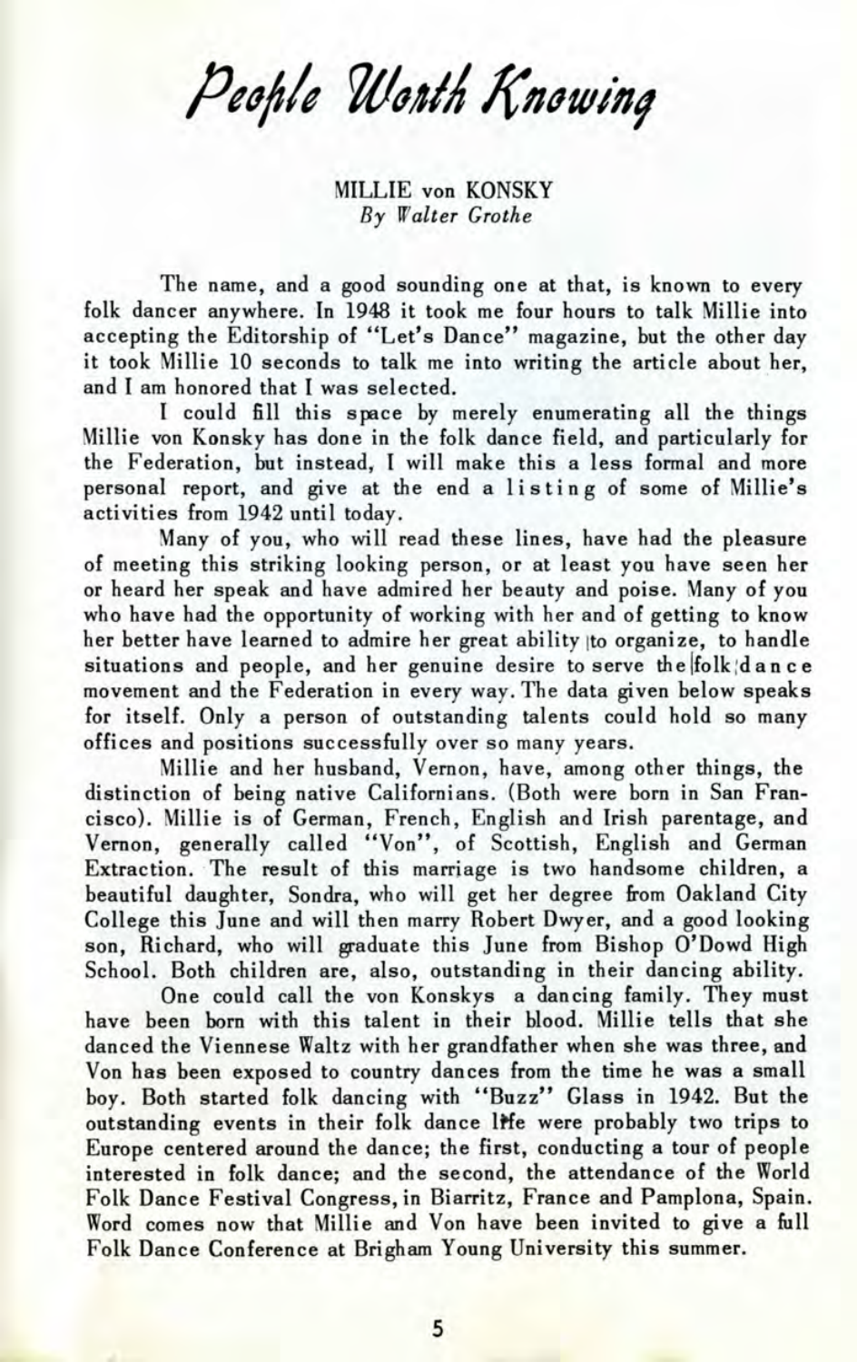# *People Worth Knowing*

## MILLIE von KONSKY

*By Walter Grothe*

The name, and a good sounding one at that, is known to every folk dancer anywhere. In 1948 it took me four hours to talk Millie into accepting the Editorship of "Let's Dance" magazine, but the other day it took Millie 10 seconds to talk me into writing the article about her, and I am honored that I was selected.

I could fill this space by merely enumerating all the things Millie von Konsky has done in the folk dance field, and particularly for the Federation, but instead, I will make this a less formal and more personal report, and give at the end a listing of some of Millie's activities from 1942 until today.

Many of you, who will read these lines, have had the pleasure of meeting this striking looking person, or at least you have seen her or heard her speak and have admired her beauty and poise. Many of you who have had the opportunity of working with her and of getting to know her better have learned to admire her great ability to organize, to handle situations and people, and her genuine desire to serve the folk dance movement and the Federation in every way. The data given below speaks for itself. Only a person of outstanding talents could hold so many offices and positions successfully over so many years.

Millie and her husband, Vernon, have, among other things, the distinction of being native Californians. (Both were born in San Francisco). Millie is of German, French, English and Irish parentage, and Vernon, generally called "Von", of Scottish, English and German Extraction. The result of this marriage is two handsome children, a beautiful daughter, Sondra, who will get her degree from Oakland City College this June and will then marry Robert Dwyer, and a good looking son, Richard, who will graduate this June from Bishop O'Dowd High School. Both children are, also, outstanding in their dancing ability.

One could call the von Konskys a dancing family. They must have been born with this talent in their blood. Millie tells that she danced the Viennese Waltz with her grandfather when she was three, and Von has been exposed to country dances from the time he was a small boy. Both started folk dancing with "Buzz" Glass in 1942. But the outstanding events in their folk dance life were probably two trips to Europe centered around the dance; the first, conducting a tour of people interested in folk dance; and the second, the attendance of the World Folk Dance Festival Congress, in Biarritz, France and Pamplona, Spain. Word comes now that Millie and Von have been invited to give a full Folk Dance Conference at Brigham Young University this summer.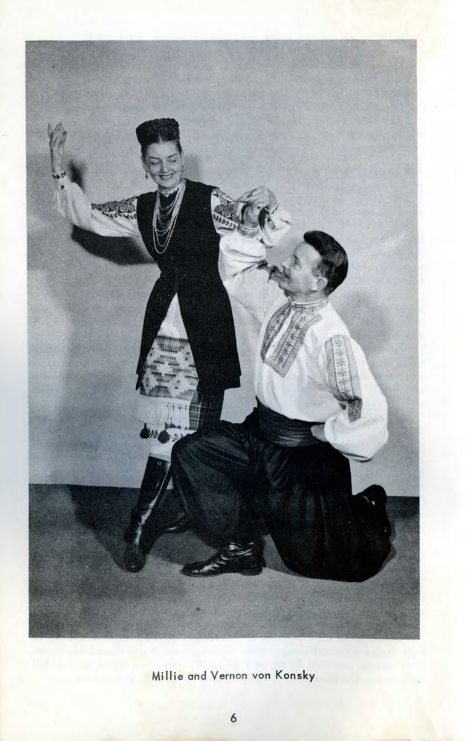Millie and Vernon von Konsky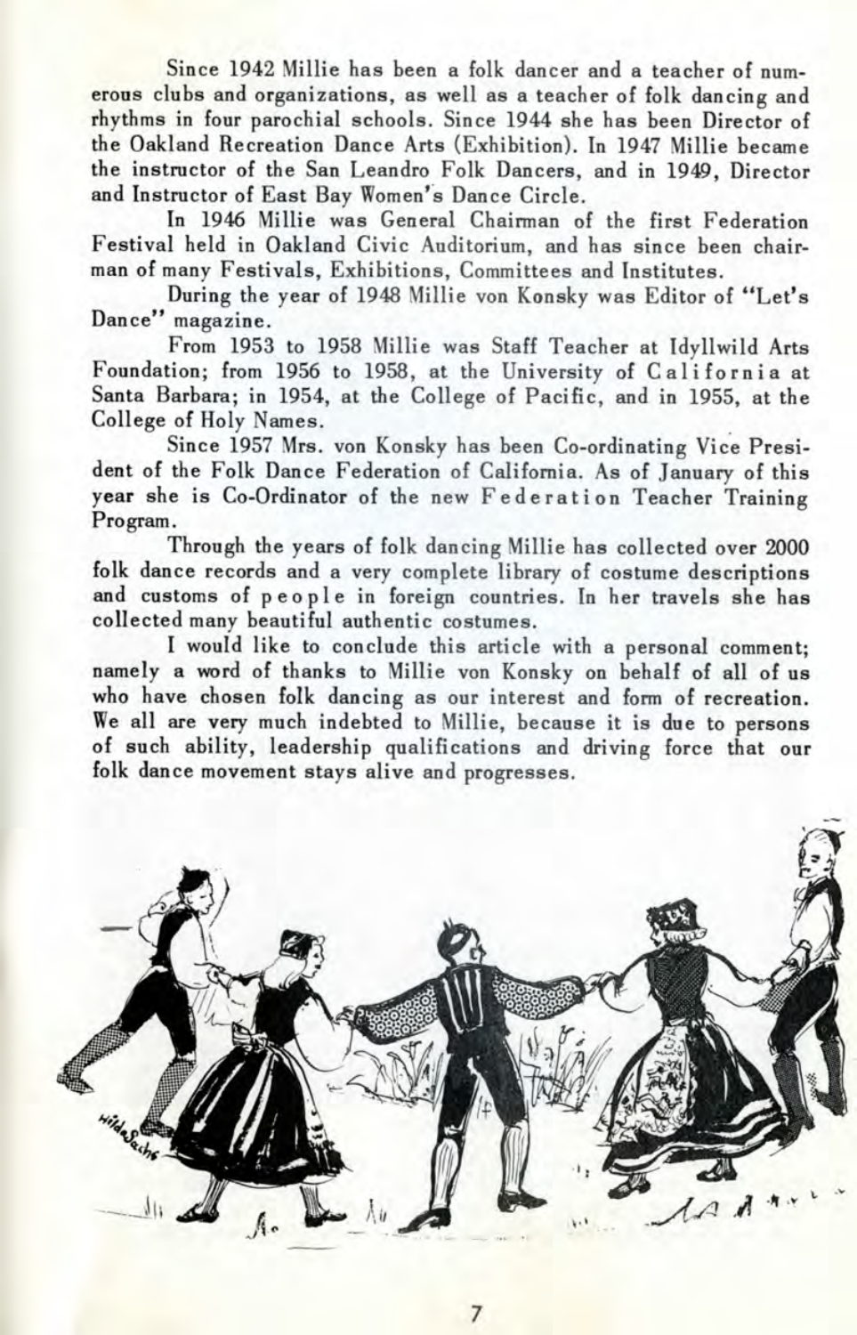Since 1942 Millie has been a folk dancer and a teacher of numerous clubs and organizations, as well as a teacher of folk dancing and rhythms in four parochial schools. Since 1944 she has been Director of the Oakland Recreation Dance Arts (Exhibition). In 1947 Millie became the instructor of the San Leandro Folk Dancers, and in 1949, Director and Instructor of East Bay Women's Dance Circle.

In 1946 Millie was General Chairman of the first Federation Festival held in Oakland Civic Auditorium, and has since been chairman of many Festivals, Exhibitions, Committees and Institutes.

During the year of 1948 Millie von Konsky was Editor of "Let's Dance" magazine.

From 1953 to 1958 Millie was Staff Teacher at Idyllwild Arts Foundation; from 1956 to 1958, at the University of California at Santa Barbara; in 1954, at the College of Pacific, and in 1955, at the College of Holy Names.

Since 1957 Mrs. von Konsky has been Co-ordinating Vice President of the Folk Dance Federation of California. As of January of this year she is Co-Ordinator of the new Federation Teacher Training Program.

Through the years of folk dancing Millie has collected over 2000 folk dance records and a very complete library of costume descriptions and customs of people in foreign countries. In her travels she has collected many beautiful authentic costumes.

I would like to conclude this article with a personal comment; namely a word of thanks to Millie von Konsky on behalf of all of us who have chosen folk dancing as our interest and form of recreation. We all are very much indebted to Millie, because it is due to persons of such ability, leadership qualifications and driving force that our folk dance movement stays alive and progresses.